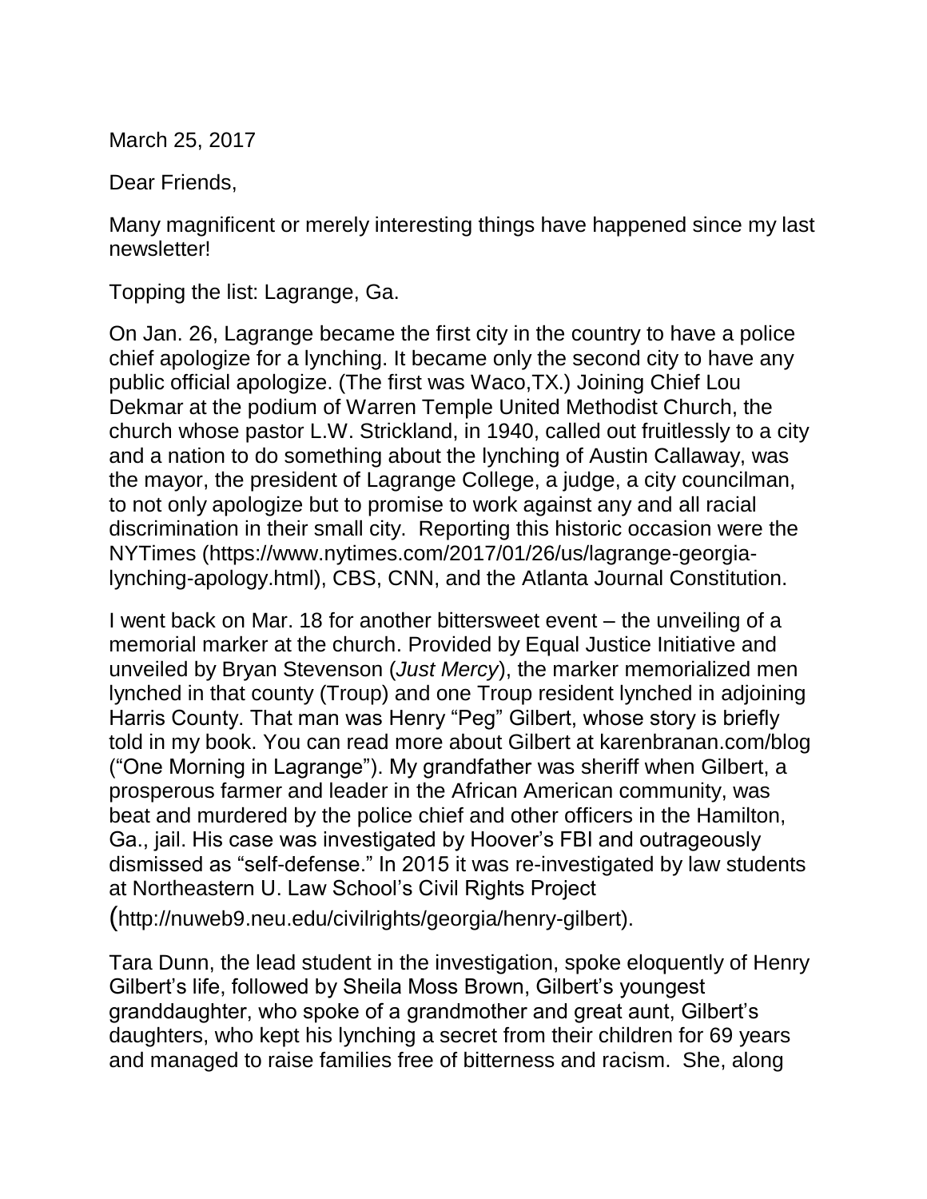March 25, 2017

Dear Friends,

Many magnificent or merely interesting things have happened since my last newsletter!

Topping the list: Lagrange, Ga.

On Jan. 26, Lagrange became the first city in the country to have a police chief apologize for a lynching. It became only the second city to have any public official apologize. (The first was Waco,TX.) Joining Chief Lou Dekmar at the podium of Warren Temple United Methodist Church, the church whose pastor L.W. Strickland, in 1940, called out fruitlessly to a city and a nation to do something about the lynching of Austin Callaway, was the mayor, the president of Lagrange College, a judge, a city councilman, to not only apologize but to promise to work against any and all racial discrimination in their small city. Reporting this historic occasion were the NYTimes (https://www.nytimes.com/2017/01/26/us/lagrange-georgia-lynching-apology.html), CBS, CNN, and the Atlanta Journal Constitution.

I went back on Mar. 18 for another bittersweet event – the unveiling of a memorial marker at the church. Provided by Equal Justice Initiative and unveiled by Bryan Stevenson (*Just Mercy*), the marker memorialized men lynched in that county (Troup) and one Troup resident lynched in adjoining Harris County. That man was Henry "Peg" Gilbert, whose story is briefly told in my book. You can read more about Gilbert at karenbranan.com/blog ("One Morning in Lagrange"). My grandfather was sheriff when Gilbert, a prosperous farmer and leader in the African American community, was beat and murdered by the police chief and other officers in the Hamilton, Ga., jail. His case was investigated by Hoover's FBI and outrageously dismissed as "self-defense." In 2015 it was re-investigated by law students at Northeastern U. Law School's Civil Rights Project (http://nuweb9.neu.edu/civilrights/georgia/henry-gilbert).

Tara Dunn, the lead student in the investigation, spoke eloquently of Henry Gilbert's life, followed by Sheila Moss Brown, Gilbert's youngest granddaughter, who spoke of a grandmother and great aunt, Gilbert's daughters, who kept his lynching a secret from their children for 69 years and managed to raise families free of bitterness and racism. She, along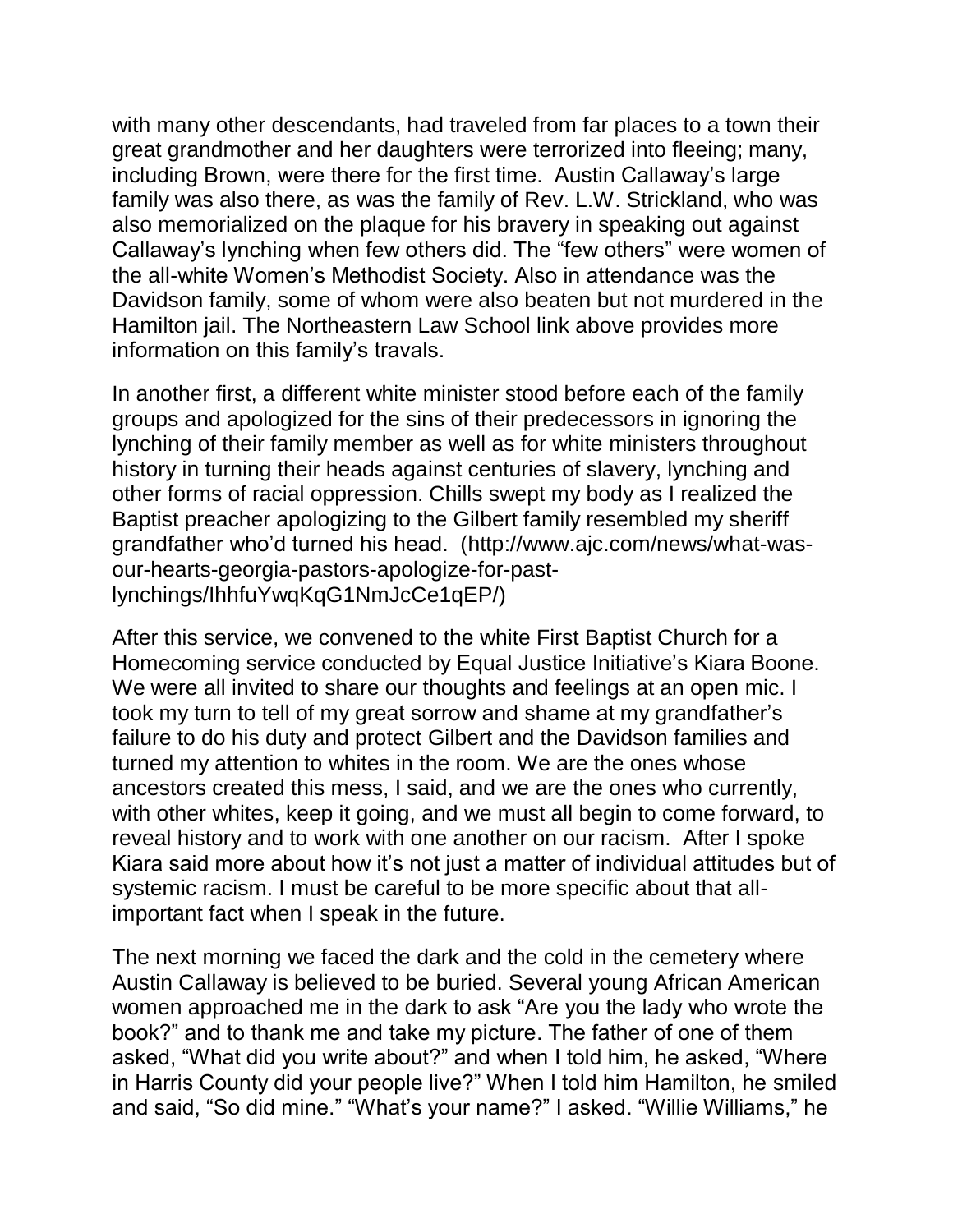with many other descendants, had traveled from far places to a town their great grandmother and her daughters were terrorized into fleeing; many, including Brown, were there for the first time. Austin Callaway's large family was also there, as was the family of Rev. L.W. Strickland, who was also memorialized on the plaque for his bravery in speaking out against Callaway's lynching when few others did. The "few others" were women of the all-white Women's Methodist Society. Also in attendance was the Davidson family, some of whom were also beaten but not murdered in the Hamilton jail. The Northeastern Law School link above provides more information on this family's travals.

In another first, a different white minister stood before each of the family groups and apologized for the sins of their predecessors in ignoring the lynching of their family member as well as for white ministers throughout history in turning their heads against centuries of slavery, lynching and other forms of racial oppression. Chills swept my body as I realized the Baptist preacher apologizing to the Gilbert family resembled my sheriff grandfather who'd turned his head. (http://www.ajc.com/news/what-was-our-hearts-georgia-pastors-apologize-for-past-lynchings/IhhfuYwqKqG1NmJcCe1qEP/)

After this service, we convened to the white First Baptist Church for a Homecoming service conducted by Equal Justice Initiative's Kiara Boone. We were all invited to share our thoughts and feelings at an open mic. I took my turn to tell of my great sorrow and shame at my grandfather's failure to do his duty and protect Gilbert and the Davidson families and turned my attention to whites in the room. We are the ones whose ancestors created this mess, I said, and we are the ones who currently, with other whites, keep it going, and we must all begin to come forward, to reveal history and to work with one another on our racism. After I spoke Kiara said more about how it's not just a matter of individual attitudes but of systemic racism. I must be careful to be more specific about that all-important fact when I speak in the future.

The next morning we faced the dark and the cold in the cemetery where Austin Callaway is believed to be buried. Several young African American women approached me in the dark to ask "Are you the lady who wrote the book?" and to thank me and take my picture. The father of one of them asked, "What did you write about?" and when I told him, he asked, "Where in Harris County did your people live?" When I told him Hamilton, he smiled and said, "So did mine." "What's your name?" I asked. "Willie Williams," he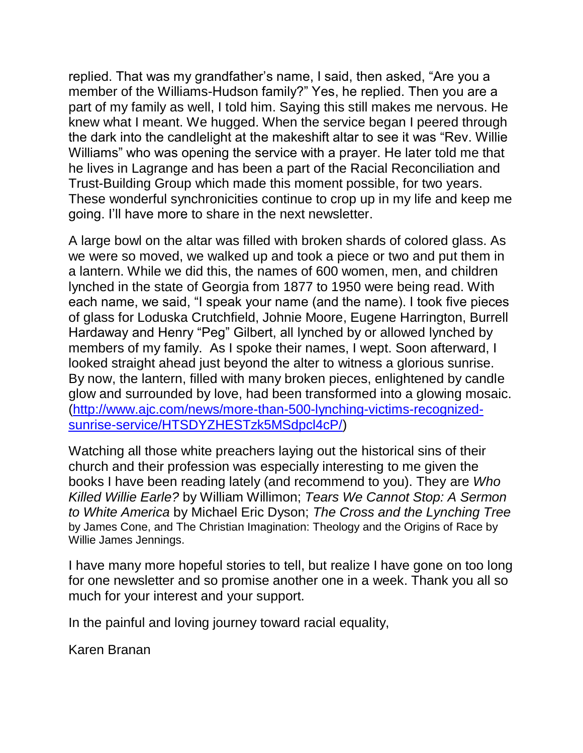replied. That was my grandfather's name, I said, then asked, "Are you a member of the Williams-Hudson family?" Yes, he replied. Then you are a part of my family as well, I told him. Saying this still makes me nervous. He knew what I meant. We hugged. When the service began I peered through the dark into the candlelight at the makeshift altar to see it was "Rev. Willie Williams" who was opening the service with a prayer. He later told me that he lives in Lagrange and has been a part of the Racial Reconciliation and Trust-Building Group which made this moment possible, for two years. These wonderful synchronicities continue to crop up in my life and keep me going. I'll have more to share in the next newsletter.

A large bowl on the altar was filled with broken shards of colored glass. As we were so moved, we walked up and took a piece or two and put them in a lantern. While we did this, the names of 600 women, men, and children lynched in the state of Georgia from 1877 to 1950 were being read. With each name, we said, "I speak your name (and the name). I took five pieces of glass for Loduska Crutchfield, Johnie Moore, Eugene Harrington, Burrell Hardaway and Henry "Peg" Gilbert, all lynched by or allowed lynched by members of my family. As I spoke their names, I wept. Soon afterward, I looked straight ahead just beyond the alter to witness a glorious sunrise. By now, the lantern, filled with many broken pieces, enlightened by candle glow and surrounded by love, had been transformed into a glowing mosaic. ([http://www.ajc.com/news/more-than-500-lynching-victims-recognized-sunrise-service/HTSDYZHESTzk5MSdpcl4cP/](http://www.ajc.com/news/more-than-500-lynching-victims-recognized-sunrise-service/HTSDYZHESTzk5MSdpcl4cP/))

Watching all those white preachers laying out the historical sins of their church and their profession was especially interesting to me given the books I have been reading lately (and recommend to you). They are *Who Killed Willie Earle?* by William Willimon; *Tears We Cannot Stop: A Sermon to White America* by Michael Eric Dyson; *The Cross and the Lynching Tree* by James Cone, and The Christian Imagination: Theology and the Origins of Race by Willie James Jennings.

I have many more hopeful stories to tell, but realize I have gone on too long for one newsletter and so promise another one in a week. Thank you all so much for your interest and your support.

In the painful and loving journey toward racial equality,

Karen Branan